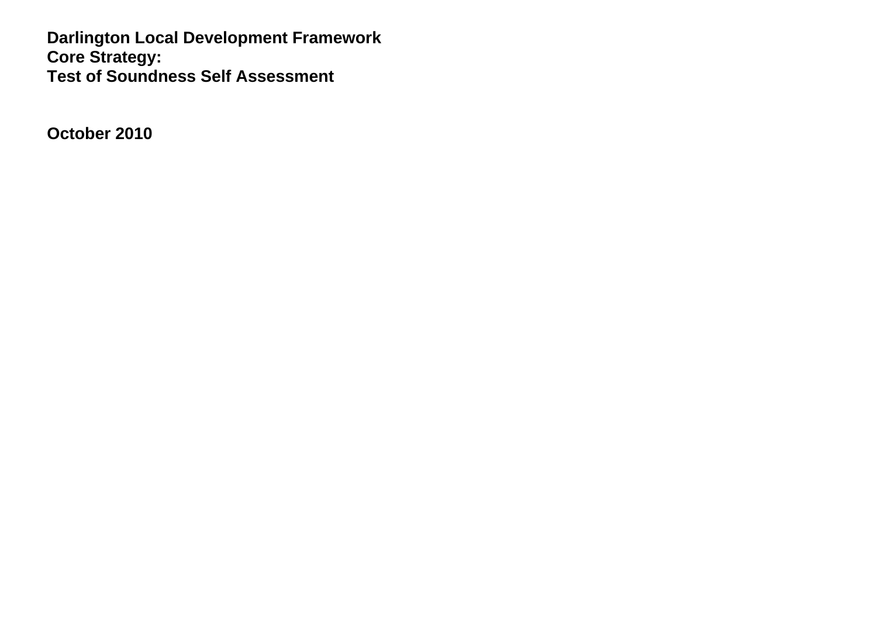# Darlington Local Development Framework
# Core Strategy:
# Test of Soundness Self Assessment

**October 2010**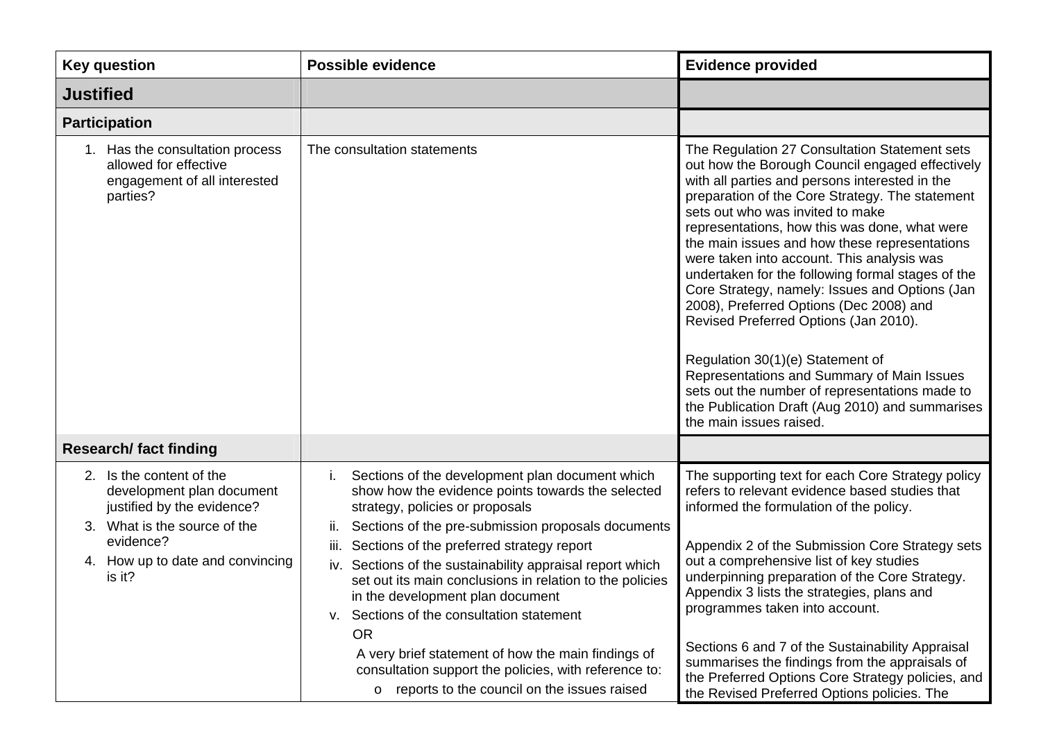| Key question | Possible evidence | Evidence provided |
|---|---|---|
| **Justified** | | |
| **Participation** | | |
| 1. Has the consultation process allowed for effective engagement of all interested parties? | The consultation statements | The Regulation 27 Consultation Statement sets out how the Borough Council engaged effectively with all parties and persons interested in the preparation of the Core Strategy. The statement sets out who was invited to make representations, how this was done, what were the main issues and how these representations were taken into account. This analysis was undertaken for the following formal stages of the Core Strategy, namely: Issues and Options (Jan 2008), Preferred Options (Dec 2008) and Revised Preferred Options (Jan 2010).<br><br>Regulation 30(1)(e) Statement of Representations and Summary of Main Issues sets out the number of representations made to the Publication Draft (Aug 2010) and summarises the main issues raised. |
| **Research/ fact finding** | | |
| 2. Is the content of the development plan document justified by the evidence?<br>3. What is the source of the evidence?<br>4. How up to date and convincing is it? | i. Sections of the development plan document which show how the evidence points towards the selected strategy, policies or proposals<br>ii. Sections of the pre-submission proposals documents<br>iii. Sections of the preferred strategy report<br>iv. Sections of the sustainability appraisal report which set out its main conclusions in relation to the policies in the development plan document<br>v. Sections of the consultation statement<br>OR<br>A very brief statement of how the main findings of consultation support the policies, with reference to:<br>o reports to the council on the issues raised | The supporting text for each Core Strategy policy refers to relevant evidence based studies that informed the formulation of the policy.<br><br>Appendix 2 of the Submission Core Strategy sets out a comprehensive list of key studies underpinning preparation of the Core Strategy. Appendix 3 lists the strategies, plans and programmes taken into account.<br><br>Sections 6 and 7 of the Sustainability Appraisal summarises the findings from the appraisals of the Preferred Options Core Strategy policies, and the Revised Preferred Options policies. The |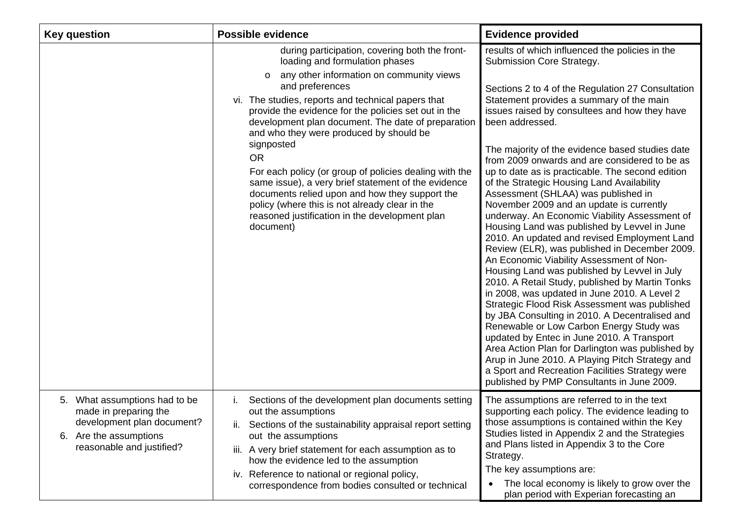| Key question | Possible evidence | Evidence provided |
|---|---|---|
| | during participation, covering both the front-loading and formulation phases<br>o any other information on community views and preferences<br>vi. The studies, reports and technical papers that provide the evidence for the policies set out in the development plan document. The date of preparation and who they were produced by should be signposted<br>OR<br>For each policy (or group of policies dealing with the same issue), a very brief statement of the evidence documents relied upon and how they support the policy (where this is not already clear in the reasoned justification in the development plan document) | results of which influenced the policies in the Submission Core Strategy.<br><br>Sections 2 to 4 of the Regulation 27 Consultation Statement provides a summary of the main issues raised by consultees and how they have been addressed.<br><br>The majority of the evidence based studies date from 2009 onwards and are considered to be as up to date as is practicable. The second edition of the Strategic Housing Land Availability Assessment (SHLAA) was published in November 2009 and an update is currently underway. An Economic Viability Assessment of Housing Land was published by Levvel in June 2010. An updated and revised Employment Land Review (ELR), was published in December 2009. An Economic Viability Assessment of Non-Housing Land was published by Levvel in July 2010. A Retail Study, published by Martin Tonks in 2008, was updated in June 2010. A Level 2 Strategic Flood Risk Assessment was published by JBA Consulting in 2010. A Decentralised and Renewable or Low Carbon Energy Study was updated by Entec in June 2010. A Transport Area Action Plan for Darlington was published by Arup in June 2010. A Playing Pitch Strategy and a Sport and Recreation Facilities Strategy were published by PMP Consultants in June 2009. |
| 5. What assumptions had to be made in preparing the development plan document?<br>6. Are the assumptions reasonable and justified? | i. Sections of the development plan documents setting out the assumptions<br>ii. Sections of the sustainability appraisal report setting out the assumptions<br>iii. A very brief statement for each assumption as to how the evidence led to the assumption<br>iv. Reference to national or regional policy, correspondence from bodies consulted or technical | The assumptions are referred to in the text supporting each policy. The evidence leading to those assumptions is contained within the Key Studies listed in Appendix 2 and the Strategies and Plans listed in Appendix 3 to the Core Strategy.<br>The key assumptions are:<br>• The local economy is likely to grow over the plan period with Experian forecasting an |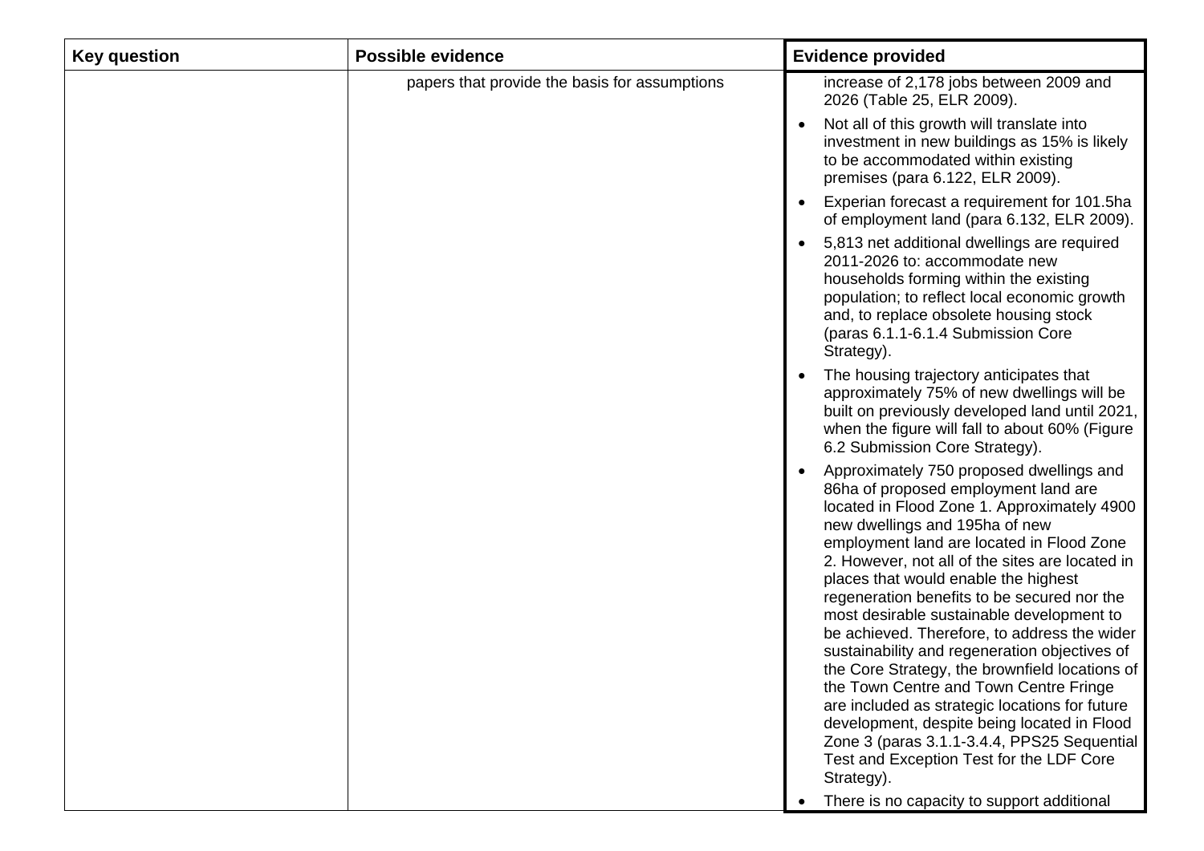| Key question | Possible evidence | Evidence provided |
| --- | --- | --- |
| | papers that provide the basis for assumptions | increase of 2,178 jobs between 2009 and 2026 (Table 25, ELR 2009).<br>• Not all of this growth will translate into investment in new buildings as 15% is likely to be accommodated within existing premises (para 6.122, ELR 2009).<br>• Experian forecast a requirement for 101.5ha of employment land (para 6.132, ELR 2009).<br>• 5,813 net additional dwellings are required 2011-2026 to: accommodate new households forming within the existing population; to reflect local economic growth and, to replace obsolete housing stock (paras 6.1.1-6.1.4 Submission Core Strategy).<br>• The housing trajectory anticipates that approximately 75% of new dwellings will be built on previously developed land until 2021, when the figure will fall to about 60% (Figure 6.2 Submission Core Strategy).<br>• Approximately 750 proposed dwellings and 86ha of proposed employment land are located in Flood Zone 1. Approximately 4900 new dwellings and 195ha of new employment land are located in Flood Zone 2. However, not all of the sites are located in places that would enable the highest regeneration benefits to be secured nor the most desirable sustainable development to be achieved. Therefore, to address the wider sustainability and regeneration objectives of the Core Strategy, the brownfield locations of the Town Centre and Town Centre Fringe are included as strategic locations for future development, despite being located in Flood Zone 3 (paras 3.1.1-3.4.4, PPS25 Sequential Test and Exception Test for the LDF Core Strategy).<br>• There is no capacity to support additional |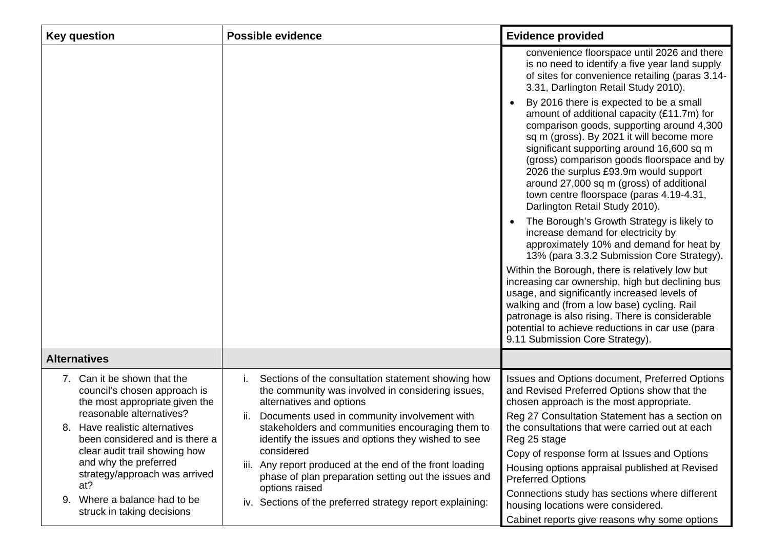| Key question | Possible evidence | Evidence provided |
|---|---|---|
| | | convenience floorspace until 2026 and there is no need to identify a five year land supply of sites for convenience retailing (paras 3.14-3.31, Darlington Retail Study 2010).<br>• By 2016 there is expected to be a small amount of additional capacity (£11.7m) for comparison goods, supporting around 4,300 sq m (gross). By 2021 it will become more significant supporting around 16,600 sq m (gross) comparison goods floorspace and by 2026 the surplus £93.9m would support around 27,000 sq m (gross) of additional town centre floorspace (paras 4.19-4.31, Darlington Retail Study 2010).<br>• The Borough's Growth Strategy is likely to increase demand for electricity by approximately 10% and demand for heat by 13% (para 3.3.2 Submission Core Strategy).<br>Within the Borough, there is relatively low but increasing car ownership, high but declining bus usage, and significantly increased levels of walking and (from a low base) cycling. Rail patronage is also rising. There is considerable potential to achieve reductions in car use (para 9.11 Submission Core Strategy). |
| **Alternatives** | | |
| 7. Can it be shown that the council's chosen approach is the most appropriate given the reasonable alternatives?<br>8. Have realistic alternatives been considered and is there a clear audit trail showing how and why the preferred strategy/approach was arrived at?<br>9. Where a balance had to be struck in taking decisions | i. Sections of the consultation statement showing how the community was involved in considering issues, alternatives and options<br>ii. Documents used in community involvement with stakeholders and communities encouraging them to identify the issues and options they wished to see considered<br>iii. Any report produced at the end of the front loading phase of plan preparation setting out the issues and options raised<br>iv. Sections of the preferred strategy report explaining: | Issues and Options document, Preferred Options and Revised Preferred Options show that the chosen approach is the most appropriate.<br>Reg 27 Consultation Statement has a section on the consultations that were carried out at each Reg 25 stage<br>Copy of response form at Issues and Options<br>Housing options appraisal published at Revised Preferred Options<br>Connections study has sections where different housing locations were considered.<br>Cabinet reports give reasons why some options |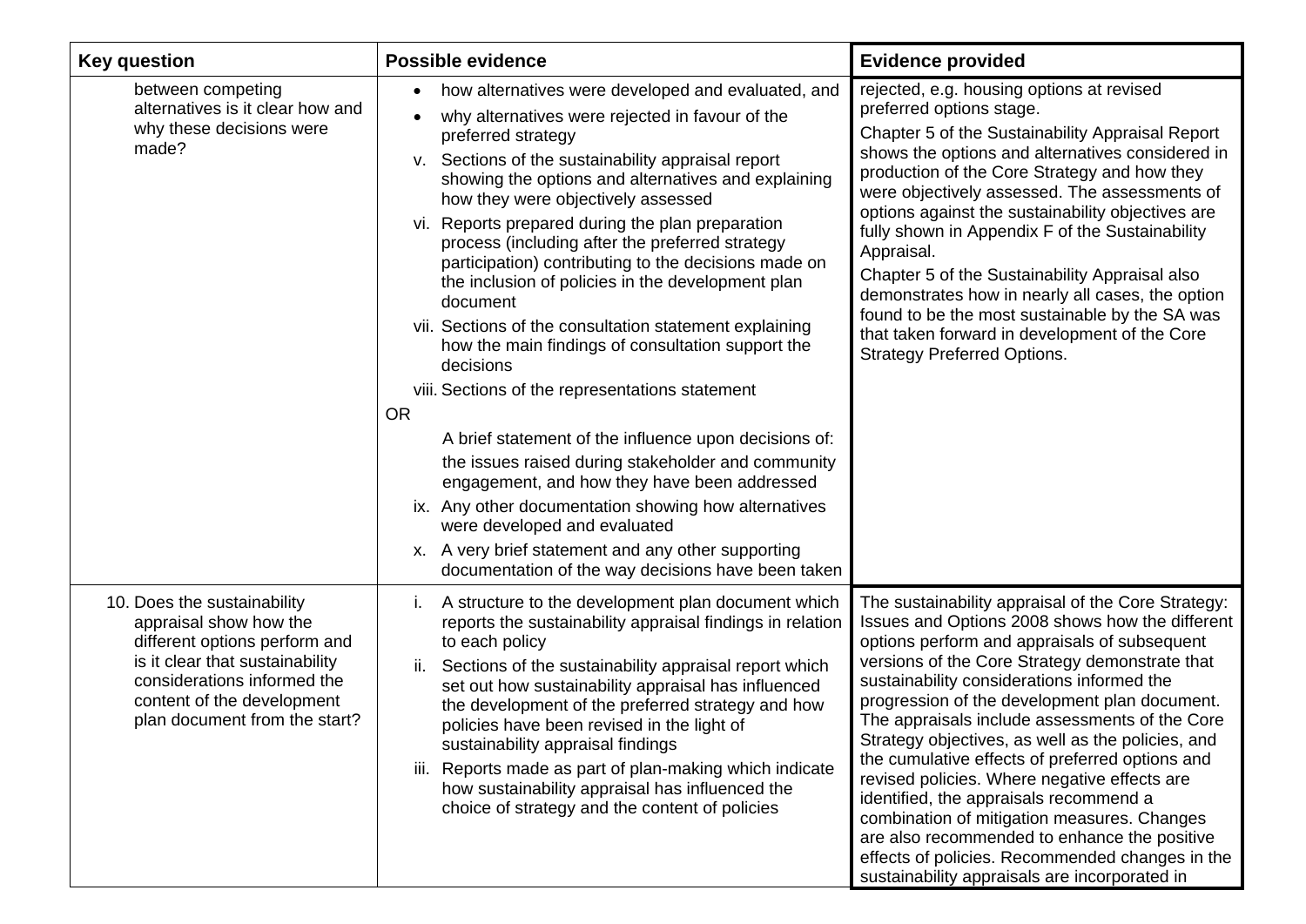| Key question | Possible evidence | Evidence provided |
|---|---|---|
| between competing alternatives is it clear how and why these decisions were made? | • how alternatives were developed and evaluated, and<br>• why alternatives were rejected in favour of the preferred strategy<br>v. Sections of the sustainability appraisal report showing the options and alternatives and explaining how they were objectively assessed<br>vi. Reports prepared during the plan preparation process (including after the preferred strategy participation) contributing to the decisions made on the inclusion of policies in the development plan document<br>vii. Sections of the consultation statement explaining how the main findings of consultation support the decisions<br>viii. Sections of the representations statement<br>OR<br>A brief statement of the influence upon decisions of: the issues raised during stakeholder and community engagement, and how they have been addressed<br>ix. Any other documentation showing how alternatives were developed and evaluated<br>x. A very brief statement and any other supporting documentation of the way decisions have been taken | rejected, e.g. housing options at revised preferred options stage.<br>Chapter 5 of the Sustainability Appraisal Report shows the options and alternatives considered in production of the Core Strategy and how they were objectively assessed. The assessments of options against the sustainability objectives are fully shown in Appendix F of the Sustainability Appraisal.<br>Chapter 5 of the Sustainability Appraisal also demonstrates how in nearly all cases, the option found to be the most sustainable by the SA was that taken forward in development of the Core Strategy Preferred Options. |
| 10. Does the sustainability appraisal show how the different options perform and is it clear that sustainability considerations informed the content of the development plan document from the start? | i. A structure to the development plan document which reports the sustainability appraisal findings in relation to each policy<br>ii. Sections of the sustainability appraisal report which set out how sustainability appraisal has influenced the development of the preferred strategy and how policies have been revised in the light of sustainability appraisal findings<br>iii. Reports made as part of plan-making which indicate how sustainability appraisal has influenced the choice of strategy and the content of policies | The sustainability appraisal of the Core Strategy: Issues and Options 2008 shows how the different options perform and appraisals of subsequent versions of the Core Strategy demonstrate that sustainability considerations informed the progression of the development plan document. The appraisals include assessments of the Core Strategy objectives, as well as the policies, and the cumulative effects of preferred options and revised policies. Where negative effects are identified, the appraisals recommend a combination of mitigation measures. Changes are also recommended to enhance the positive effects of policies. Recommended changes in the sustainability appraisals are incorporated in |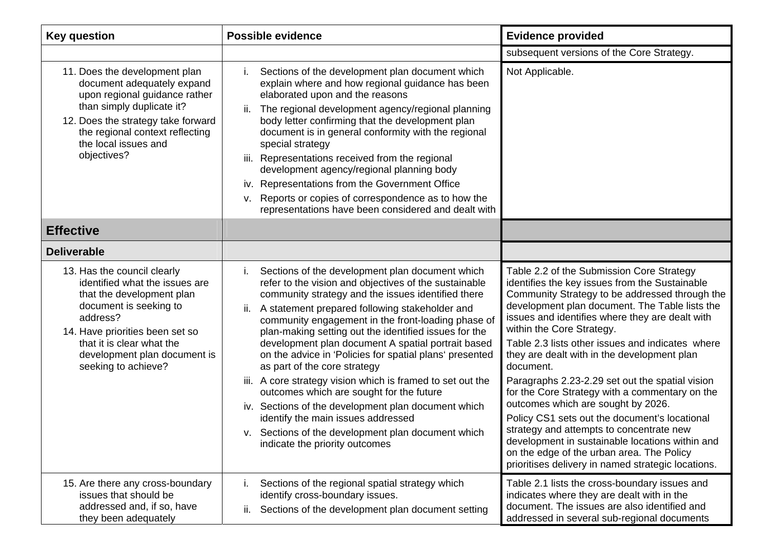| Key question | Possible evidence | Evidence provided |
|---|---|---|
| | | subsequent versions of the Core Strategy. |
| 11. Does the development plan document adequately expand upon regional guidance rather than simply duplicate it?<br>12. Does the strategy take forward the regional context reflecting the local issues and objectives? | i. Sections of the development plan document which explain where and how regional guidance has been elaborated upon and the reasons<br>ii. The regional development agency/regional planning body letter confirming that the development plan document is in general conformity with the regional special strategy<br>iii. Representations received from the regional development agency/regional planning body<br>iv. Representations from the Government Office<br>v. Reports or copies of correspondence as to how the representations have been considered and dealt with | Not Applicable. |
| **Effective** | | |
| **Deliverable** | | |
| 13. Has the council clearly identified what the issues are that the development plan document is seeking to address?<br>14. Have priorities been set so that it is clear what the development plan document is seeking to achieve? | i. Sections of the development plan document which refer to the vision and objectives of the sustainable community strategy and the issues identified there<br>ii. A statement prepared following stakeholder and community engagement in the front-loading phase of plan-making setting out the identified issues for the development plan document A spatial portrait based on the advice in 'Policies for spatial plans' presented as part of the core strategy<br>iii. A core strategy vision which is framed to set out the outcomes which are sought for the future<br>iv. Sections of the development plan document which identify the main issues addressed<br>v. Sections of the development plan document which indicate the priority outcomes | Table 2.2 of the Submission Core Strategy identifies the key issues from the Sustainable Community Strategy to be addressed through the development plan document. The Table lists the issues and identifies where they are dealt with within the Core Strategy.<br>Table 2.3 lists other issues and indicates where they are dealt with in the development plan document.<br>Paragraphs 2.23-2.29 set out the spatial vision for the Core Strategy with a commentary on the outcomes which are sought by 2026.<br>Policy CS1 sets out the document's locational strategy and attempts to concentrate new development in sustainable locations within and on the edge of the urban area. The Policy prioritises delivery in named strategic locations. |
| 15. Are there any cross-boundary issues that should be addressed and, if so, have they been adequately | i. Sections of the regional spatial strategy which identify cross-boundary issues.<br>ii. Sections of the development plan document setting | Table 2.1 lists the cross-boundary issues and indicates where they are dealt with in the document. The issues are also identified and addressed in several sub-regional documents |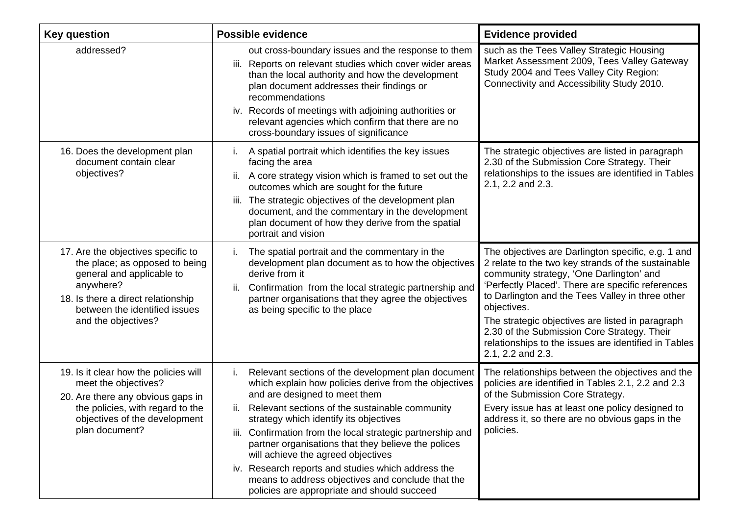| Key question | Possible evidence | Evidence provided |
|---|---|---|
| addressed? | out cross-boundary issues and the response to them<br>iii. Reports on relevant studies which cover wider areas than the local authority and how the development plan document addresses their findings or recommendations<br>iv. Records of meetings with adjoining authorities or relevant agencies which confirm that there are no cross-boundary issues of significance | such as the Tees Valley Strategic Housing Market Assessment 2009, Tees Valley Gateway Study 2004 and Tees Valley City Region: Connectivity and Accessibility Study 2010. |
| 16. Does the development plan document contain clear objectives? | i. A spatial portrait which identifies the key issues facing the area<br>ii. A core strategy vision which is framed to set out the outcomes which are sought for the future<br>iii. The strategic objectives of the development plan document, and the commentary in the development plan document of how they derive from the spatial portrait and vision | The strategic objectives are listed in paragraph 2.30 of the Submission Core Strategy. Their relationships to the issues are identified in Tables 2.1, 2.2 and 2.3. |
| 17. Are the objectives specific to the place; as opposed to being general and applicable to anywhere?<br>18. Is there a direct relationship between the identified issues and the objectives? | i. The spatial portrait and the commentary in the development plan document as to how the objectives derive from it<br>ii. Confirmation from the local strategic partnership and partner organisations that they agree the objectives as being specific to the place | The objectives are Darlington specific, e.g. 1 and 2 relate to the two key strands of the sustainable community strategy, 'One Darlington' and 'Perfectly Placed'. There are specific references to Darlington and the Tees Valley in three other objectives.<br>The strategic objectives are listed in paragraph 2.30 of the Submission Core Strategy. Their relationships to the issues are identified in Tables 2.1, 2.2 and 2.3. |
| 19. Is it clear how the policies will meet the objectives?<br>20. Are there any obvious gaps in the policies, with regard to the objectives of the development plan document? | i. Relevant sections of the development plan document which explain how policies derive from the objectives and are designed to meet them<br>ii. Relevant sections of the sustainable community strategy which identify its objectives<br>iii. Confirmation from the local strategic partnership and partner organisations that they believe the polices will achieve the agreed objectives<br>iv. Research reports and studies which address the means to address objectives and conclude that the policies are appropriate and should succeed | The relationships between the objectives and the policies are identified in Tables 2.1, 2.2 and 2.3 of the Submission Core Strategy.<br>Every issue has at least one policy designed to address it, so there are no obvious gaps in the policies. |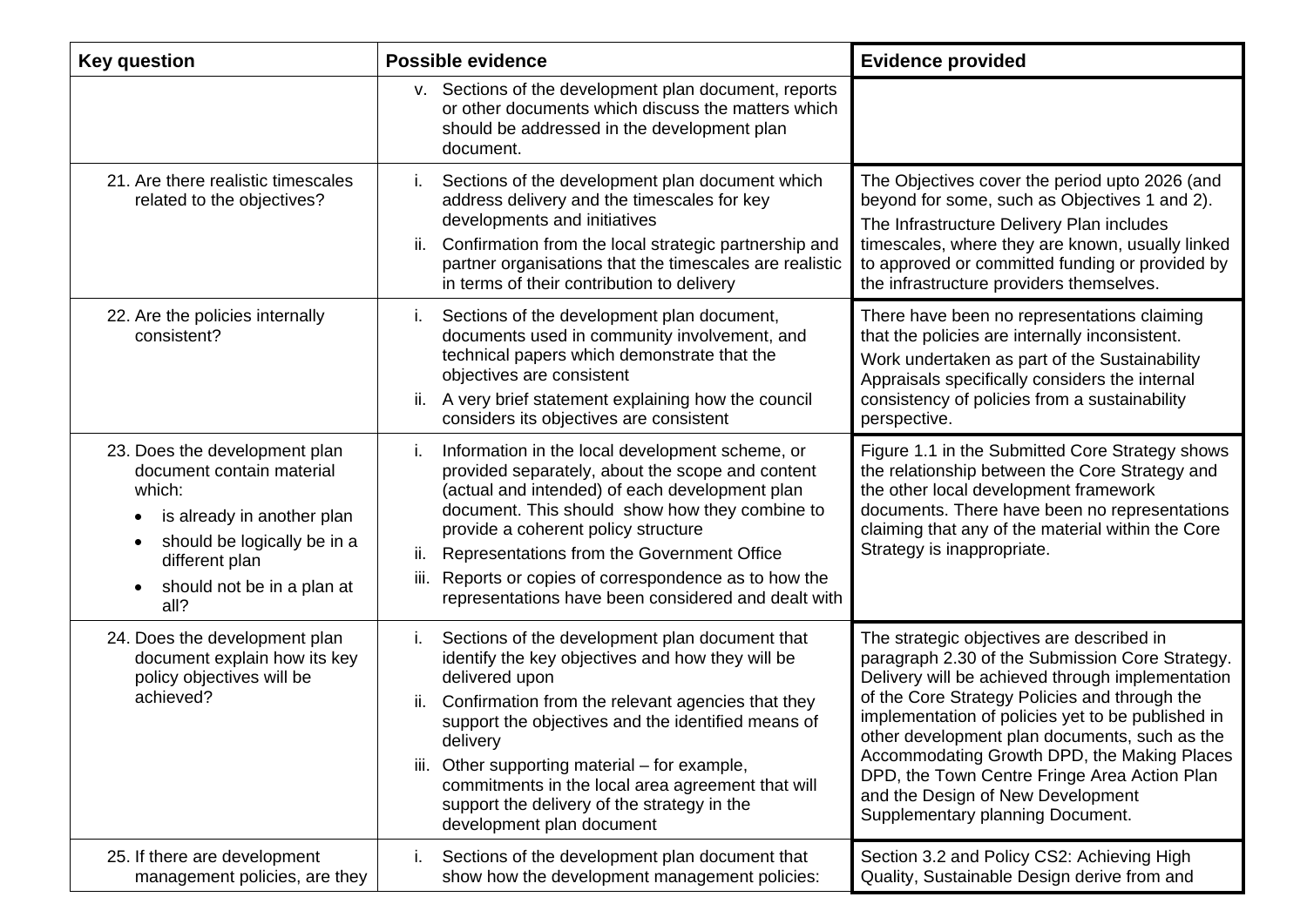| Key question | Possible evidence | Evidence provided |
|---|---|---|
| | v. Sections of the development plan document, reports or other documents which discuss the matters which should be addressed in the development plan document. | |
| 21. Are there realistic timescales related to the objectives? | i. Sections of the development plan document which address delivery and the timescales for key developments and initiatives<br>ii. Confirmation from the local strategic partnership and partner organisations that the timescales are realistic in terms of their contribution to delivery | The Objectives cover the period upto 2026 (and beyond for some, such as Objectives 1 and 2).<br>The Infrastructure Delivery Plan includes timescales, where they are known, usually linked to approved or committed funding or provided by the infrastructure providers themselves. |
| 22. Are the policies internally consistent? | i. Sections of the development plan document, documents used in community involvement, and technical papers which demonstrate that the objectives are consistent<br>ii. A very brief statement explaining how the council considers its objectives are consistent | There have been no representations claiming that the policies are internally inconsistent.<br>Work undertaken as part of the Sustainability Appraisals specifically considers the internal consistency of policies from a sustainability perspective. |
| 23. Does the development plan document contain material which:<br>• is already in another plan<br>• should be logically be in a different plan<br>• should not be in a plan at all? | i. Information in the local development scheme, or provided separately, about the scope and content (actual and intended) of each development plan document. This should show how they combine to provide a coherent policy structure<br>ii. Representations from the Government Office<br>iii. Reports or copies of correspondence as to how the representations have been considered and dealt with | Figure 1.1 in the Submitted Core Strategy shows the relationship between the Core Strategy and the other local development framework documents. There have been no representations claiming that any of the material within the Core Strategy is inappropriate. |
| 24. Does the development plan document explain how its key policy objectives will be achieved? | i. Sections of the development plan document that identify the key objectives and how they will be delivered upon<br>ii. Confirmation from the relevant agencies that they support the objectives and the identified means of delivery<br>iii. Other supporting material – for example, commitments in the local area agreement that will support the delivery of the strategy in the development plan document | The strategic objectives are described in paragraph 2.30 of the Submission Core Strategy. Delivery will be achieved through implementation of the Core Strategy Policies and through the implementation of policies yet to be published in other development plan documents, such as the Accommodating Growth DPD, the Making Places DPD, the Town Centre Fringe Area Action Plan and the Design of New Development Supplementary planning Document. |
| 25. If there are development management policies, are they | i. Sections of the development plan document that show how the development management policies: | Section 3.2 and Policy CS2: Achieving High Quality, Sustainable Design derive from and |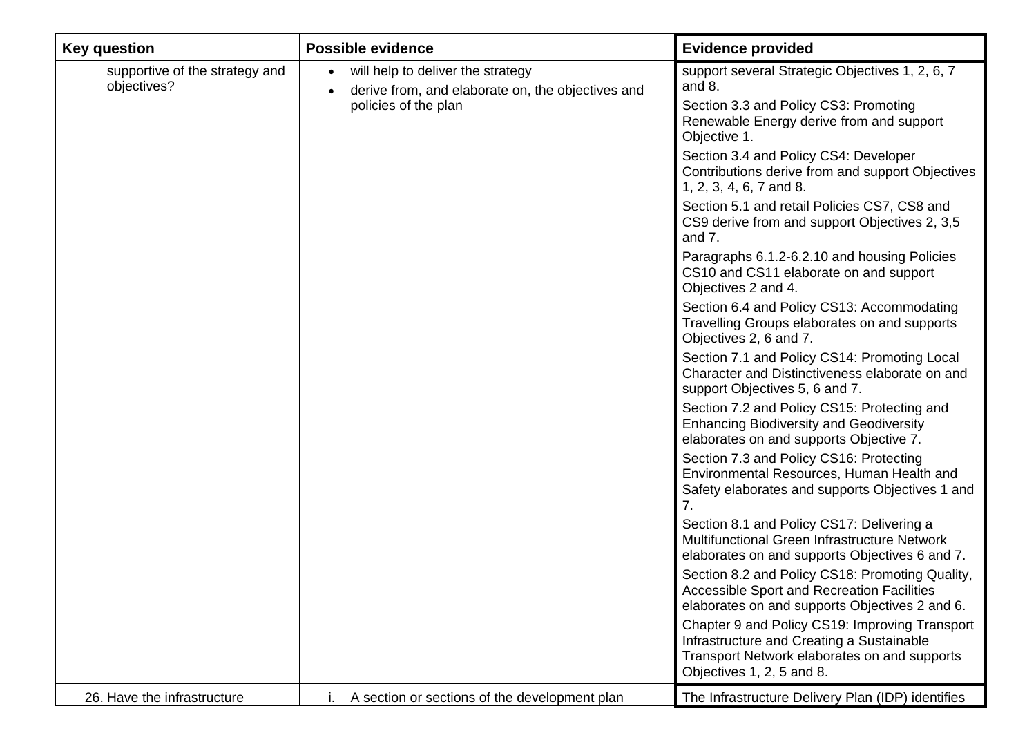| Key question | Possible evidence | Evidence provided |
|---|---|---|
| supportive of the strategy and objectives? | • will help to deliver the strategy<br>• derive from, and elaborate on, the objectives and policies of the plan | support several Strategic Objectives 1, 2, 6, 7 and 8.<br>Section 3.3 and Policy CS3: Promoting Renewable Energy derive from and support Objective 1.<br>Section 3.4 and Policy CS4: Developer Contributions derive from and support Objectives 1, 2, 3, 4, 6, 7 and 8.<br>Section 5.1 and retail Policies CS7, CS8 and CS9 derive from and support Objectives 2, 3,5 and 7.<br>Paragraphs 6.1.2-6.2.10 and housing Policies CS10 and CS11 elaborate on and support Objectives 2 and 4.<br>Section 6.4 and Policy CS13: Accommodating Travelling Groups elaborates on and supports Objectives 2, 6 and 7.<br>Section 7.1 and Policy CS14: Promoting Local Character and Distinctiveness elaborate on and support Objectives 5, 6 and 7.<br>Section 7.2 and Policy CS15: Protecting and Enhancing Biodiversity and Geodiversity elaborates on and supports Objective 7.<br>Section 7.3 and Policy CS16: Protecting Environmental Resources, Human Health and Safety elaborates and supports Objectives 1 and 7.<br>Section 8.1 and Policy CS17: Delivering a Multifunctional Green Infrastructure Network elaborates on and supports Objectives 6 and 7.<br>Section 8.2 and Policy CS18: Promoting Quality, Accessible Sport and Recreation Facilities elaborates on and supports Objectives 2 and 6.<br>Chapter 9 and Policy CS19: Improving Transport Infrastructure and Creating a Sustainable Transport Network elaborates on and supports Objectives 1, 2, 5 and 8. |
| 26. Have the infrastructure | i. A section or sections of the development plan | The Infrastructure Delivery Plan (IDP) identifies |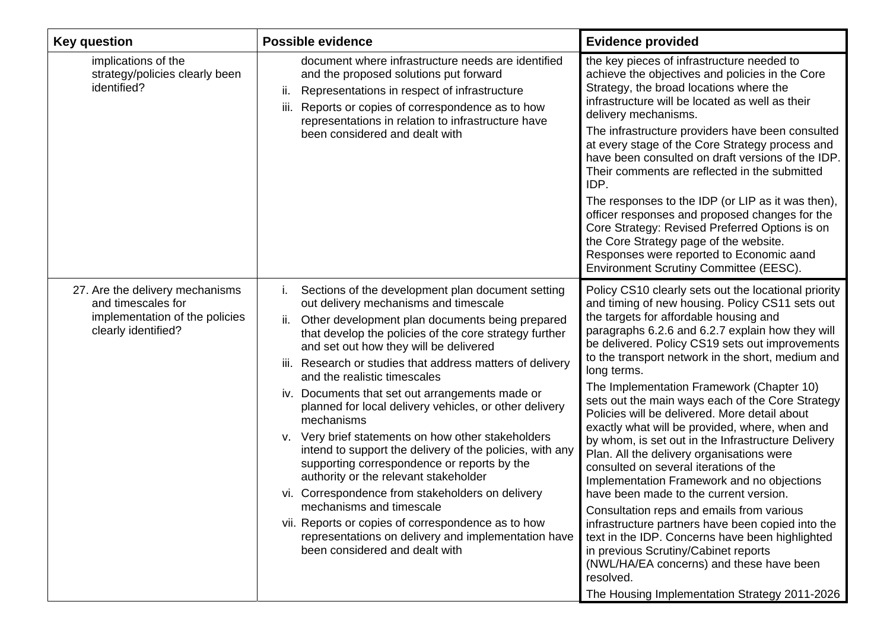| Key question | Possible evidence | Evidence provided |
| --- | --- | --- |
| implications of the strategy/policies clearly been identified? | document where infrastructure needs are identified and the proposed solutions put forward<br>ii. Representations in respect of infrastructure<br>iii. Reports or copies of correspondence as to how representations in relation to infrastructure have been considered and dealt with | the key pieces of infrastructure needed to achieve the objectives and policies in the Core Strategy, the broad locations where the infrastructure will be located as well as their delivery mechanisms.<br>The infrastructure providers have been consulted at every stage of the Core Strategy process and have been consulted on draft versions of the IDP. Their comments are reflected in the submitted IDP.<br>The responses to the IDP (or LIP as it was then), officer responses and proposed changes for the Core Strategy: Revised Preferred Options is on the Core Strategy page of the website. Responses were reported to Economic aand Environment Scrutiny Committee (EESC). |
| 27. Are the delivery mechanisms and timescales for implementation of the policies clearly identified? | i. Sections of the development plan document setting out delivery mechanisms and timescale<br>ii. Other development plan documents being prepared that develop the policies of the core strategy further and set out how they will be delivered<br>iii. Research or studies that address matters of delivery and the realistic timescales<br>iv. Documents that set out arrangements made or planned for local delivery vehicles, or other delivery mechanisms<br>v. Very brief statements on how other stakeholders intend to support the delivery of the policies, with any supporting correspondence or reports by the authority or the relevant stakeholder<br>vi. Correspondence from stakeholders on delivery mechanisms and timescale<br>vii. Reports or copies of correspondence as to how representations on delivery and implementation have been considered and dealt with | Policy CS10 clearly sets out the locational priority and timing of new housing. Policy CS11 sets out the targets for affordable housing and paragraphs 6.2.6 and 6.2.7 explain how they will be delivered. Policy CS19 sets out improvements to the transport network in the short, medium and long terms.<br>The Implementation Framework (Chapter 10) sets out the main ways each of the Core Strategy Policies will be delivered. More detail about exactly what will be provided, where, when and by whom, is set out in the Infrastructure Delivery Plan. All the delivery organisations were consulted on several iterations of the Implementation Framework and no objections have been made to the current version.<br>Consultation reps and emails from various infrastructure partners have been copied into the text in the IDP. Concerns have been highlighted in previous Scrutiny/Cabinet reports (NWL/HA/EA concerns) and these have been resolved.<br>The Housing Implementation Strategy 2011-2026 |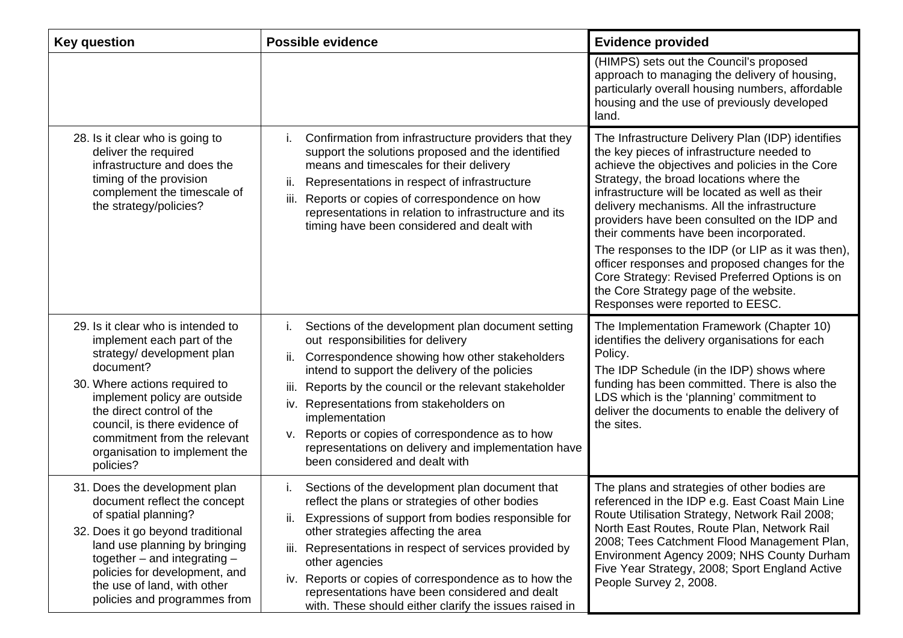| Key question | Possible evidence | Evidence provided |
|---|---|---|
| | | (HIMPS) sets out the Council's proposed approach to managing the delivery of housing, particularly overall housing numbers, affordable housing and the use of previously developed land. |
| 28. Is it clear who is going to deliver the required infrastructure and does the timing of the provision complement the timescale of the strategy/policies? | i. Confirmation from infrastructure providers that they support the solutions proposed and the identified means and timescales for their delivery<br>ii. Representations in respect of infrastructure<br>iii. Reports or copies of correspondence on how representations in relation to infrastructure and its timing have been considered and dealt with | The Infrastructure Delivery Plan (IDP) identifies the key pieces of infrastructure needed to achieve the objectives and policies in the Core Strategy, the broad locations where the infrastructure will be located as well as their delivery mechanisms. All the infrastructure providers have been consulted on the IDP and their comments have been incorporated.<br>The responses to the IDP (or LIP as it was then), officer responses and proposed changes for the Core Strategy: Revised Preferred Options is on the Core Strategy page of the website. Responses were reported to EESC. |
| 29. Is it clear who is intended to implement each part of the strategy/ development plan document?<br>30. Where actions required to implement policy are outside the direct control of the council, is there evidence of commitment from the relevant organisation to implement the policies? | i. Sections of the development plan document setting out responsibilities for delivery<br>ii. Correspondence showing how other stakeholders intend to support the delivery of the policies<br>iii. Reports by the council or the relevant stakeholder<br>iv. Representations from stakeholders on implementation<br>v. Reports or copies of correspondence as to how representations on delivery and implementation have been considered and dealt with | The Implementation Framework (Chapter 10) identifies the delivery organisations for each Policy.<br>The IDP Schedule (in the IDP) shows where funding has been committed. There is also the LDS which is the 'planning' commitment to deliver the documents to enable the delivery of the sites. |
| 31. Does the development plan document reflect the concept of spatial planning?<br>32. Does it go beyond traditional land use planning by bringing together – and integrating – policies for development, and the use of land, with other policies and programmes from | i. Sections of the development plan document that reflect the plans or strategies of other bodies<br>ii. Expressions of support from bodies responsible for other strategies affecting the area<br>iii. Representations in respect of services provided by other agencies<br>iv. Reports or copies of correspondence as to how the representations have been considered and dealt with. These should either clarify the issues raised in | The plans and strategies of other bodies are referenced in the IDP e.g. East Coast Main Line Route Utilisation Strategy, Network Rail 2008; North East Routes, Route Plan, Network Rail 2008; Tees Catchment Flood Management Plan, Environment Agency 2009; NHS County Durham Five Year Strategy, 2008; Sport England Active People Survey 2, 2008. |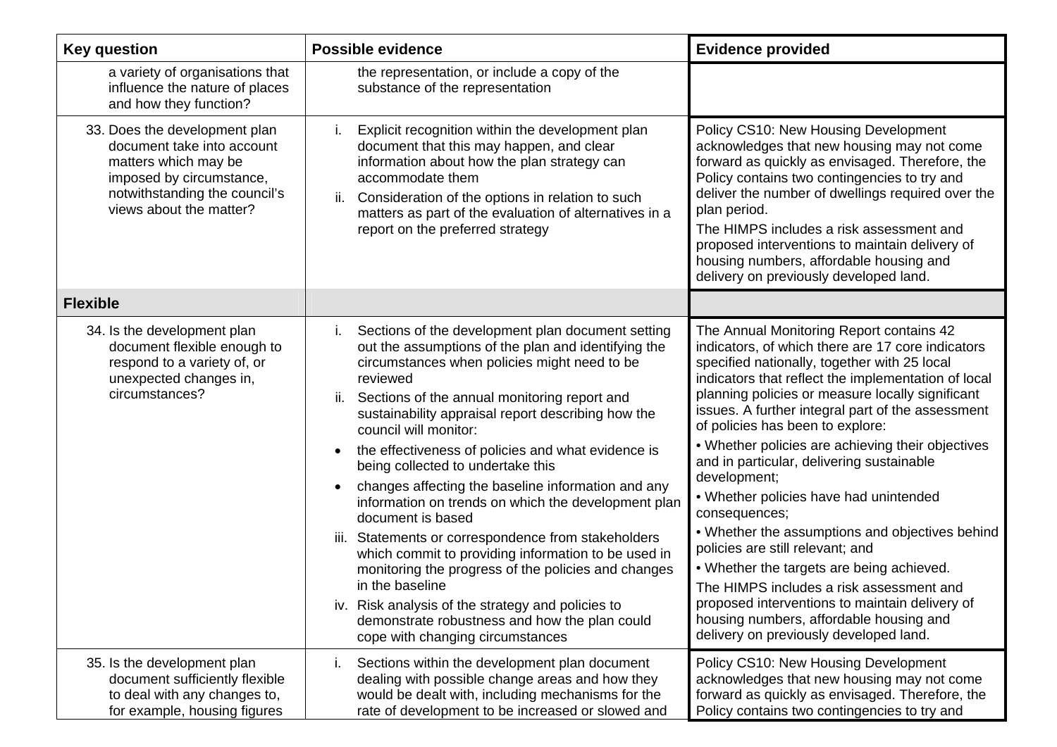| Key question | Possible evidence | Evidence provided |
|---|---|---|
| a variety of organisations that influence the nature of places and how they function? | the representation, or include a copy of the substance of the representation | |
| 33. Does the development plan document take into account matters which may be imposed by circumstance, notwithstanding the council's views about the matter? | i. Explicit recognition within the development plan document that this may happen, and clear information about how the plan strategy can accommodate them<br>ii. Consideration of the options in relation to such matters as part of the evaluation of alternatives in a report on the preferred strategy | Policy CS10: New Housing Development acknowledges that new housing may not come forward as quickly as envisaged. Therefore, the Policy contains two contingencies to try and deliver the number of dwellings required over the plan period.<br>The HIMPS includes a risk assessment and proposed interventions to maintain delivery of housing numbers, affordable housing and delivery on previously developed land. |
| **Flexible** | | |
| 34. Is the development plan document flexible enough to respond to a variety of, or unexpected changes in, circumstances? | i. Sections of the development plan document setting out the assumptions of the plan and identifying the circumstances when policies might need to be reviewed<br>ii. Sections of the annual monitoring report and sustainability appraisal report describing how the council will monitor:<br>• the effectiveness of policies and what evidence is being collected to undertake this<br>• changes affecting the baseline information and any information on trends on which the development plan document is based<br>iii. Statements or correspondence from stakeholders which commit to providing information to be used in monitoring the progress of the policies and changes in the baseline<br>iv. Risk analysis of the strategy and policies to demonstrate robustness and how the plan could cope with changing circumstances | The Annual Monitoring Report contains 42 indicators, of which there are 17 core indicators specified nationally, together with 25 local indicators that reflect the implementation of local planning policies or measure locally significant issues. A further integral part of the assessment of policies has been to explore:<br>• Whether policies are achieving their objectives and in particular, delivering sustainable development;<br>• Whether policies have had unintended consequences;<br>• Whether the assumptions and objectives behind policies are still relevant; and<br>• Whether the targets are being achieved.<br>The HIMPS includes a risk assessment and proposed interventions to maintain delivery of housing numbers, affordable housing and delivery on previously developed land. |
| 35. Is the development plan document sufficiently flexible to deal with any changes to, for example, housing figures | i. Sections within the development plan document dealing with possible change areas and how they would be dealt with, including mechanisms for the rate of development to be increased or slowed and | Policy CS10: New Housing Development acknowledges that new housing may not come forward as quickly as envisaged. Therefore, the Policy contains two contingencies to try and |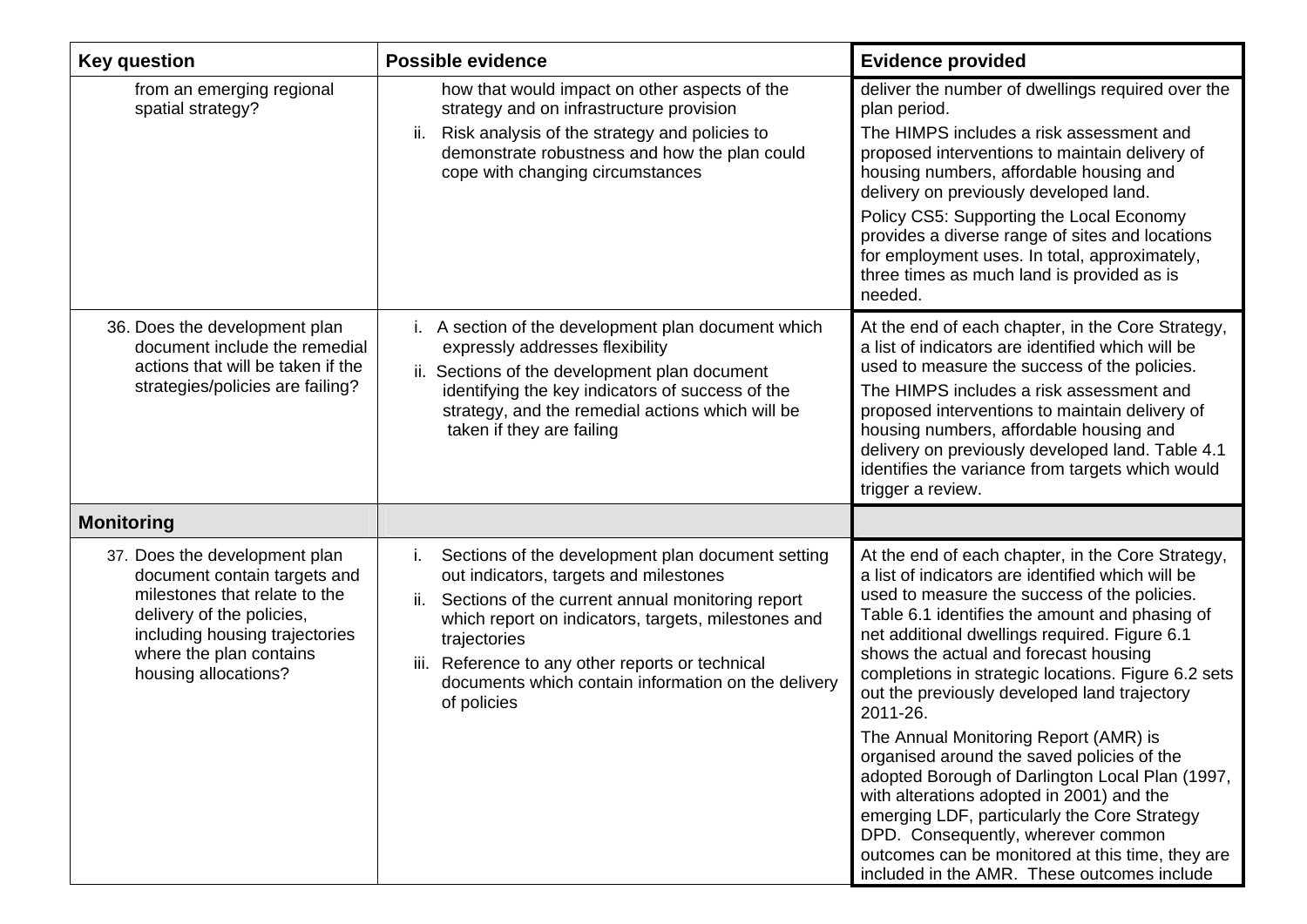| Key question | Possible evidence | Evidence provided |
|---|---|---|
| from an emerging regional spatial strategy? | how that would impact on other aspects of the strategy and on infrastructure provision<br>ii. Risk analysis of the strategy and policies to demonstrate robustness and how the plan could cope with changing circumstances | deliver the number of dwellings required over the plan period.<br>The HIMPS includes a risk assessment and proposed interventions to maintain delivery of housing numbers, affordable housing and delivery on previously developed land.<br>Policy CS5: Supporting the Local Economy provides a diverse range of sites and locations for employment uses. In total, approximately, three times as much land is provided as is needed. |
| 36. Does the development plan document include the remedial actions that will be taken if the strategies/policies are failing? | i. A section of the development plan document which expressly addresses flexibility<br>ii. Sections of the development plan document identifying the key indicators of success of the strategy, and the remedial actions which will be taken if they are failing | At the end of each chapter, in the Core Strategy, a list of indicators are identified which will be used to measure the success of the policies.<br>The HIMPS includes a risk assessment and proposed interventions to maintain delivery of housing numbers, affordable housing and delivery on previously developed land. Table 4.1 identifies the variance from targets which would trigger a review. |
| **Monitoring** | | |
| 37. Does the development plan document contain targets and milestones that relate to the delivery of the policies, including housing trajectories where the plan contains housing allocations? | i. Sections of the development plan document setting out indicators, targets and milestones<br>ii. Sections of the current annual monitoring report which report on indicators, targets, milestones and trajectories<br>iii. Reference to any other reports or technical documents which contain information on the delivery of policies | At the end of each chapter, in the Core Strategy, a list of indicators are identified which will be used to measure the success of the policies. Table 6.1 identifies the amount and phasing of net additional dwellings required. Figure 6.1 shows the actual and forecast housing completions in strategic locations. Figure 6.2 sets out the previously developed land trajectory 2011-26.<br>The Annual Monitoring Report (AMR) is organised around the saved policies of the adopted Borough of Darlington Local Plan (1997, with alterations adopted in 2001) and the emerging LDF, particularly the Core Strategy DPD. Consequently, wherever common outcomes can be monitored at this time, they are included in the AMR. These outcomes include |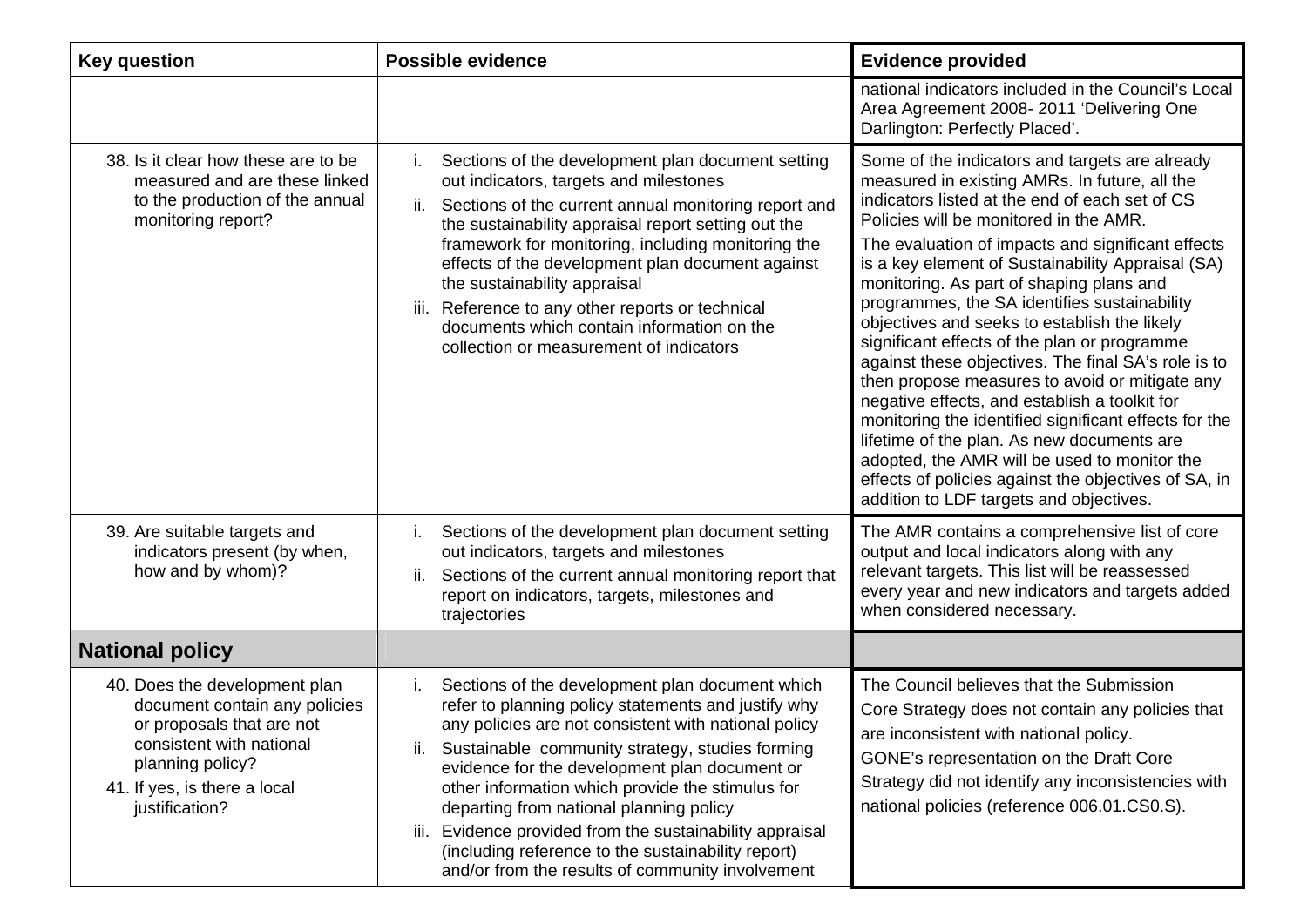| Key question | Possible evidence | Evidence provided |
| --- | --- | --- |
| | | national indicators included in the Council's Local Area Agreement 2008- 2011 'Delivering One Darlington: Perfectly Placed'. |
| 38. Is it clear how these are to be measured and are these linked to the production of the annual monitoring report? | i. Sections of the development plan document setting out indicators, targets and milestones<br>ii. Sections of the current annual monitoring report and the sustainability appraisal report setting out the framework for monitoring, including monitoring the effects of the development plan document against the sustainability appraisal<br>iii. Reference to any other reports or technical documents which contain information on the collection or measurement of indicators | Some of the indicators and targets are already measured in existing AMRs. In future, all the indicators listed at the end of each set of CS Policies will be monitored in the AMR.<br>The evaluation of impacts and significant effects is a key element of Sustainability Appraisal (SA) monitoring. As part of shaping plans and programmes, the SA identifies sustainability objectives and seeks to establish the likely significant effects of the plan or programme against these objectives. The final SA's role is to then propose measures to avoid or mitigate any negative effects, and establish a toolkit for monitoring the identified significant effects for the lifetime of the plan. As new documents are adopted, the AMR will be used to monitor the effects of policies against the objectives of SA, in addition to LDF targets and objectives. |
| 39. Are suitable targets and indicators present (by when, how and by whom)? | i. Sections of the development plan document setting out indicators, targets and milestones<br>ii. Sections of the current annual monitoring report that report on indicators, targets, milestones and trajectories | The AMR contains a comprehensive list of core output and local indicators along with any relevant targets. This list will be reassessed every year and new indicators and targets added when considered necessary. |
| **National policy** | | |
| 40. Does the development plan document contain any policies or proposals that are not consistent with national planning policy?<br>41. If yes, is there a local justification? | i. Sections of the development plan document which refer to planning policy statements and justify why any policies are not consistent with national policy<br>ii. Sustainable community strategy, studies forming evidence for the development plan document or other information which provide the stimulus for departing from national planning policy<br>iii. Evidence provided from the sustainability appraisal (including reference to the sustainability report) and/or from the results of community involvement | The Council believes that the Submission Core Strategy does not contain any policies that are inconsistent with national policy.<br>GONE's representation on the Draft Core Strategy did not identify any inconsistencies with national policies (reference 006.01.CS0.S). |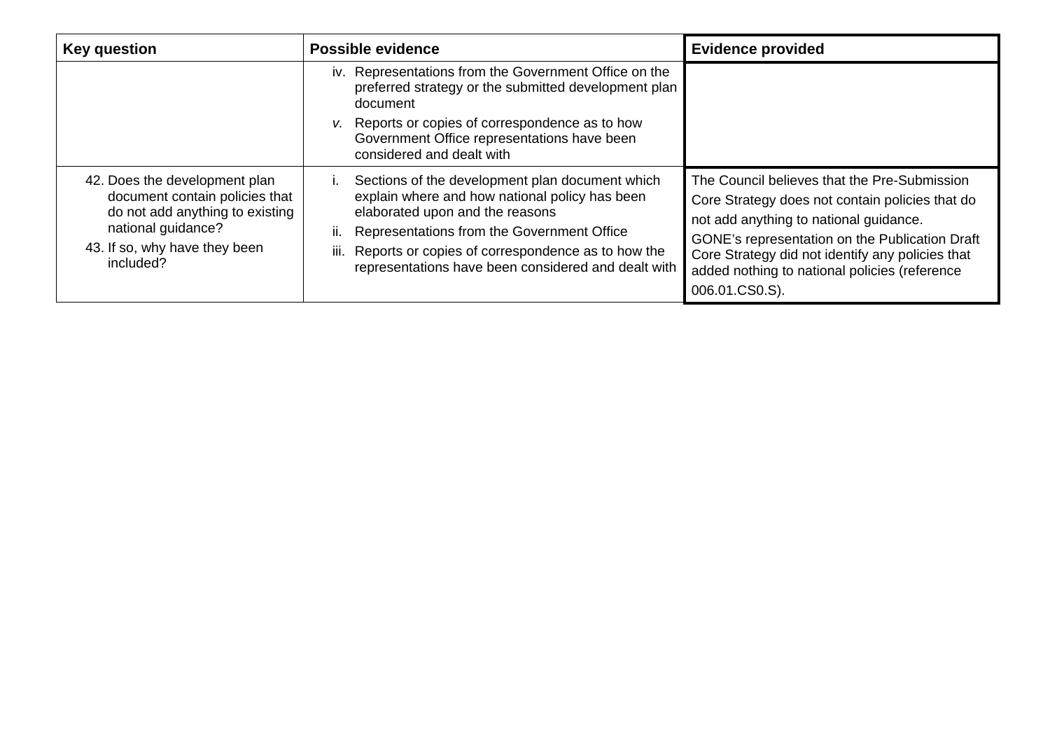| Key question | Possible evidence | Evidence provided |
|---|---|---|
| | iv. Representations from the Government Office on the preferred strategy or the submitted development plan document<br>v. Reports or copies of correspondence as to how Government Office representations have been considered and dealt with | |
| 42. Does the development plan document contain policies that do not add anything to existing national guidance?<br>43. If so, why have they been included? | i. Sections of the development plan document which explain where and how national policy has been elaborated upon and the reasons<br>ii. Representations from the Government Office<br>iii. Reports or copies of correspondence as to how the representations have been considered and dealt with | The Council believes that the Pre-Submission Core Strategy does not contain policies that do not add anything to national guidance.<br>GONE's representation on the Publication Draft Core Strategy did not identify any policies that added nothing to national policies (reference 006.01.CS0.S). |